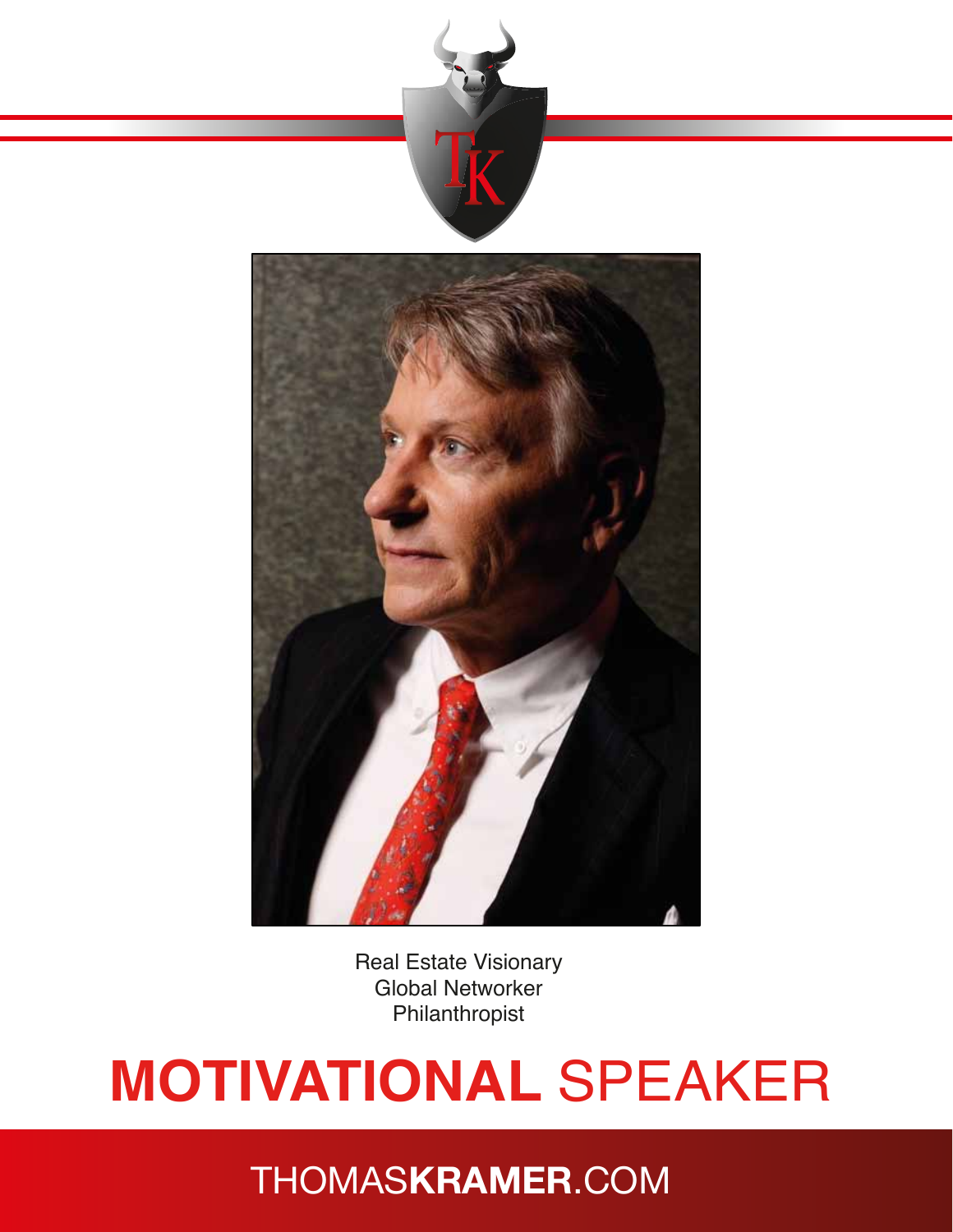Real Estate Visionary
Global Networker
Philanthropist

# **MOTIVATIONAL** SPEAKER

THOMAS**KRAMER**.COM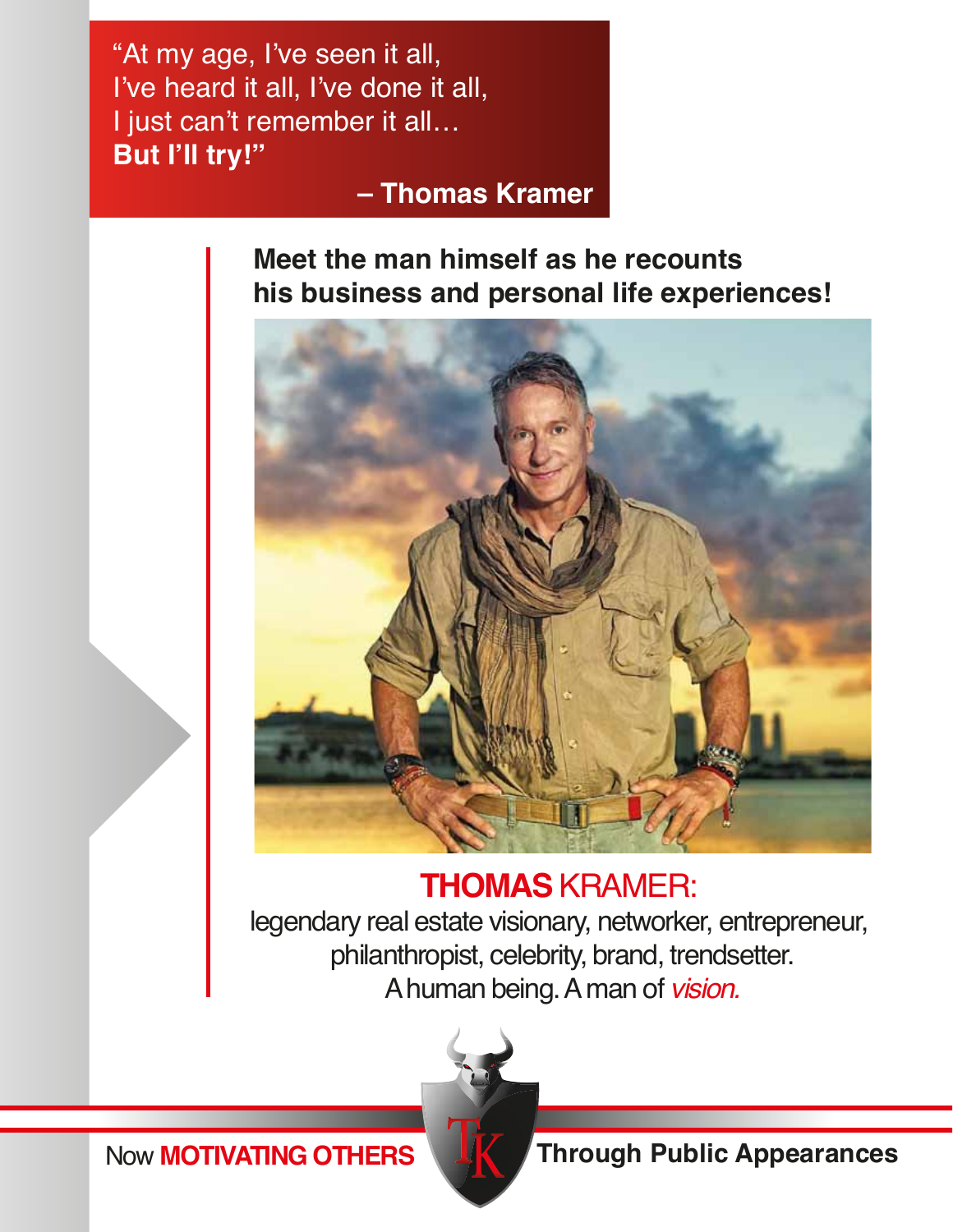> "At my age, I've seen it all,
> I've heard it all, I've done it all,
> I just can't remember it all…
> **But I'll try!"**
>
> **– Thomas Kramer**

**Meet the man himself as he recounts his business and personal life experiences!**

## **THOMAS** KRAMER:

legendary real estate visionary, networker, entrepreneur, philanthropist, celebrity, brand, trendsetter.
A human being. A man of *vision.*

Now **MOTIVATING OTHERS** Through Public Appearances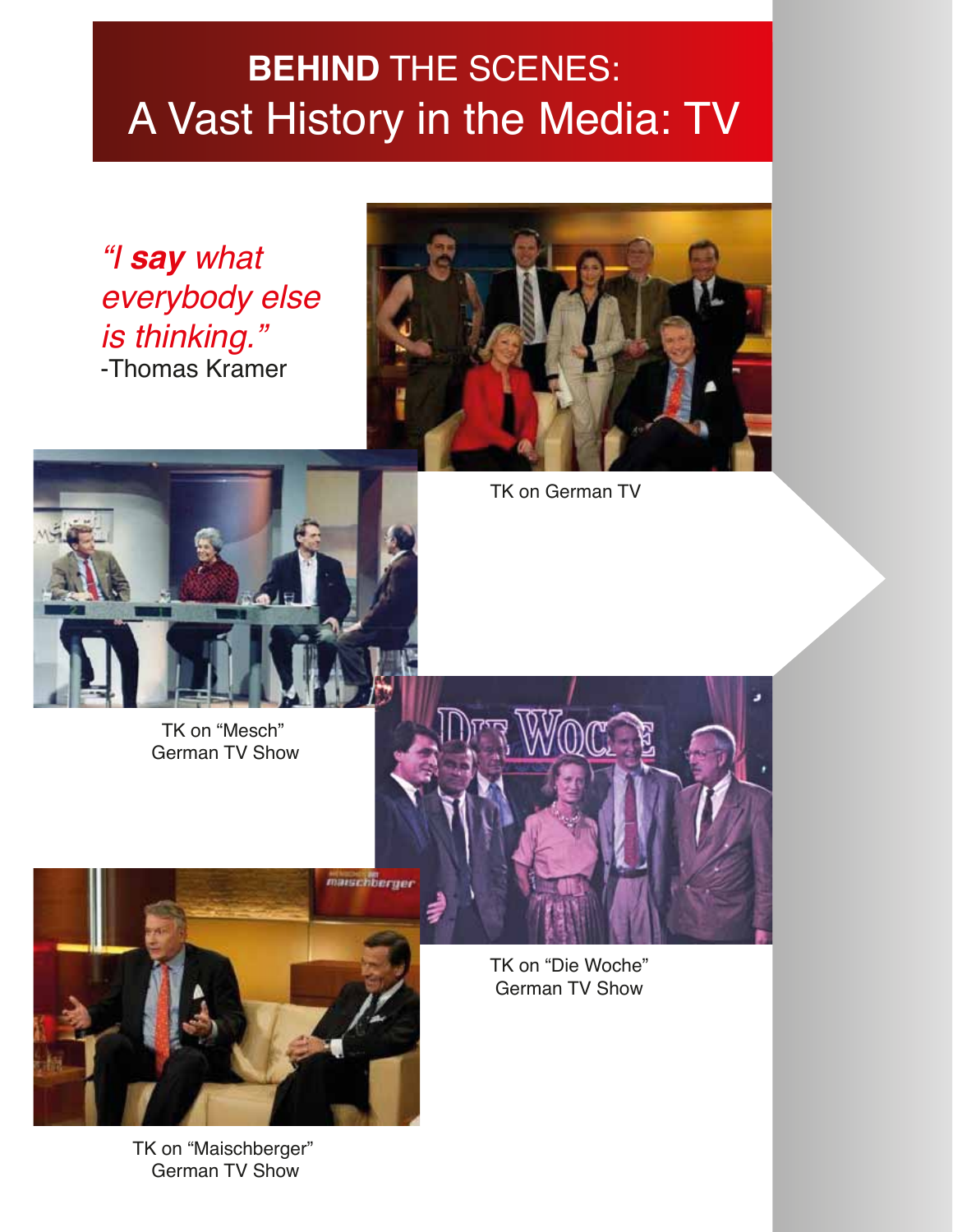# **BEHIND** THE SCENES:
## A Vast History in the Media: TV

*"I **say** what everybody else is thinking."*
-Thomas Kramer

TK on German TV

TK on "Mesch" German TV Show

TK on "Die Woche" German TV Show

TK on "Maischberger" German TV Show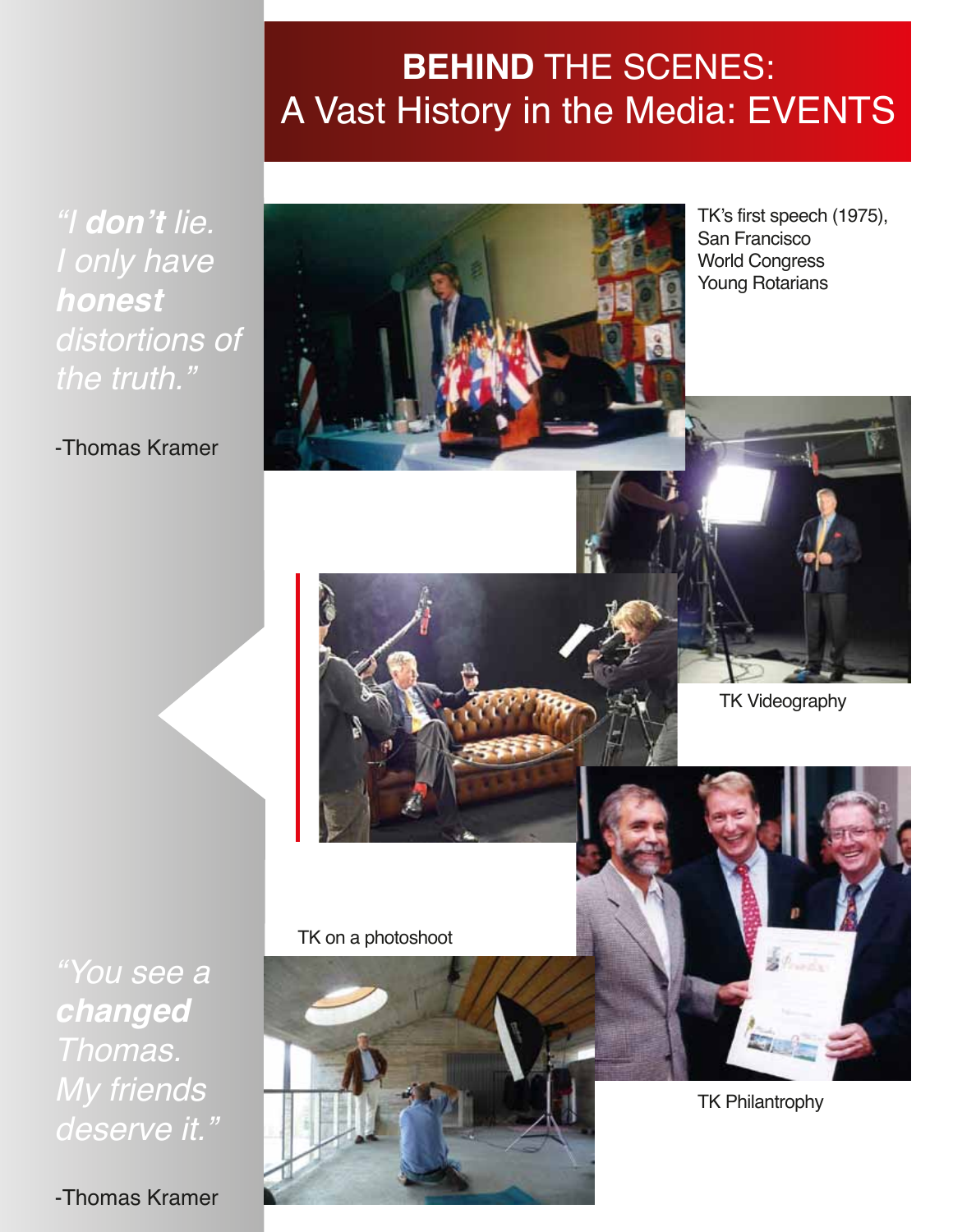# **BEHIND** THE SCENES: A Vast History in the Media: EVENTS

*"I **don't** lie. I only have **honest** distortions of the truth."*

-Thomas Kramer

TK's first speech (1975), San Francisco World Congress Young Rotarians

TK Videography

TK on a photoshoot

TK Philantrophy

*"You see a **changed** Thomas. My friends deserve it."*

-Thomas Kramer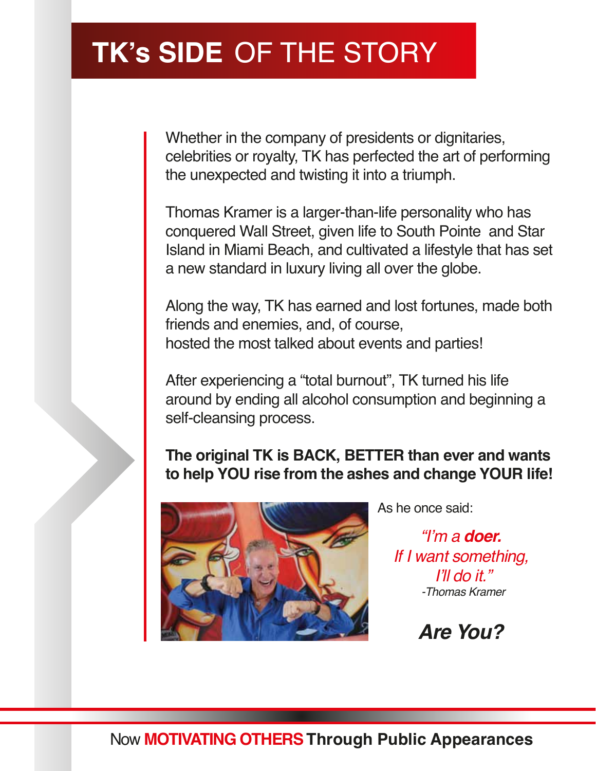# TK's SIDE OF THE STORY

Whether in the company of presidents or dignitaries, celebrities or royalty, TK has perfected the art of performing the unexpected and twisting it into a triumph.

Thomas Kramer is a larger-than-life personality who has conquered Wall Street, given life to South Pointe and Star Island in Miami Beach, and cultivated a lifestyle that has set a new standard in luxury living all over the globe.

Along the way, TK has earned and lost fortunes, made both friends and enemies, and, of course, hosted the most talked about events and parties!

After experiencing a "total burnout", TK turned his life around by ending all alcohol consumption and beginning a self-cleansing process.

**The original TK is BACK, BETTER than ever and wants to help YOU rise from the ashes and change YOUR life!**

As he once said:

*"I'm a **doer.** If I want something, I'll do it."*
*-Thomas Kramer*

***Are You?***

Now **MOTIVATING OTHERS Through Public Appearances**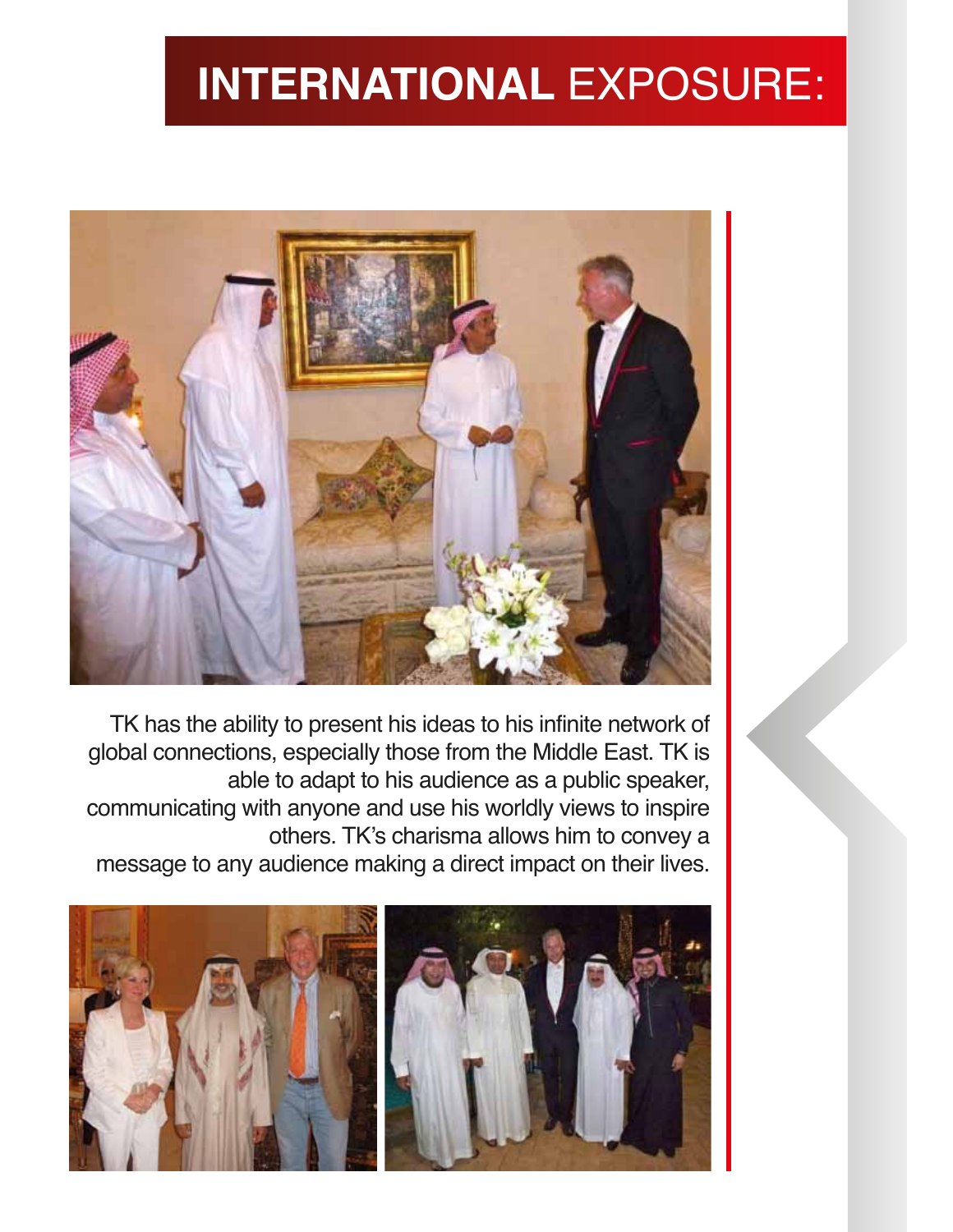# INTERNATIONAL EXPOSURE:

TK has the ability to present his ideas to his infinite network of global connections, especially those from the Middle East. TK is able to adapt to his audience as a public speaker, communicating with anyone and use his worldly views to inspire others. TK's charisma allows him to convey a message to any audience making a direct impact on their lives.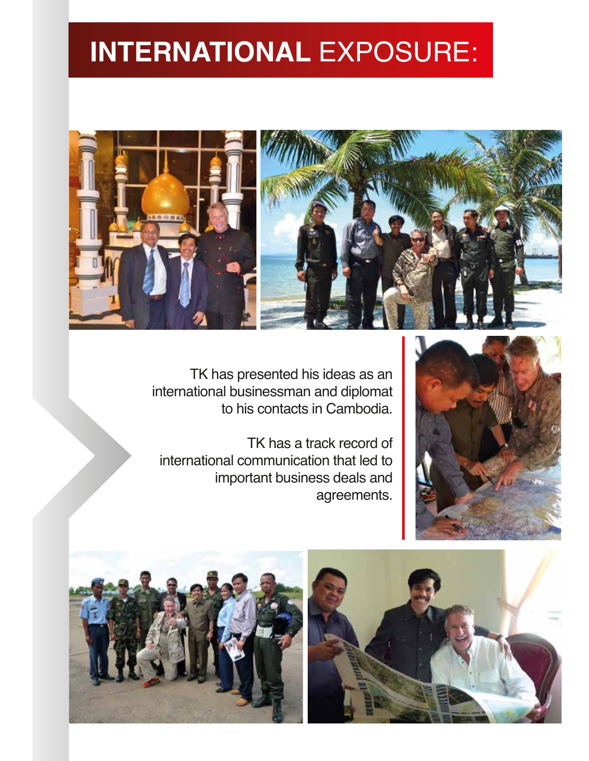# INTERNATIONAL EXPOSURE:

TK has presented his ideas as an international businessman and diplomat to his contacts in Cambodia.

TK has a track record of international communication that led to important business deals and agreements.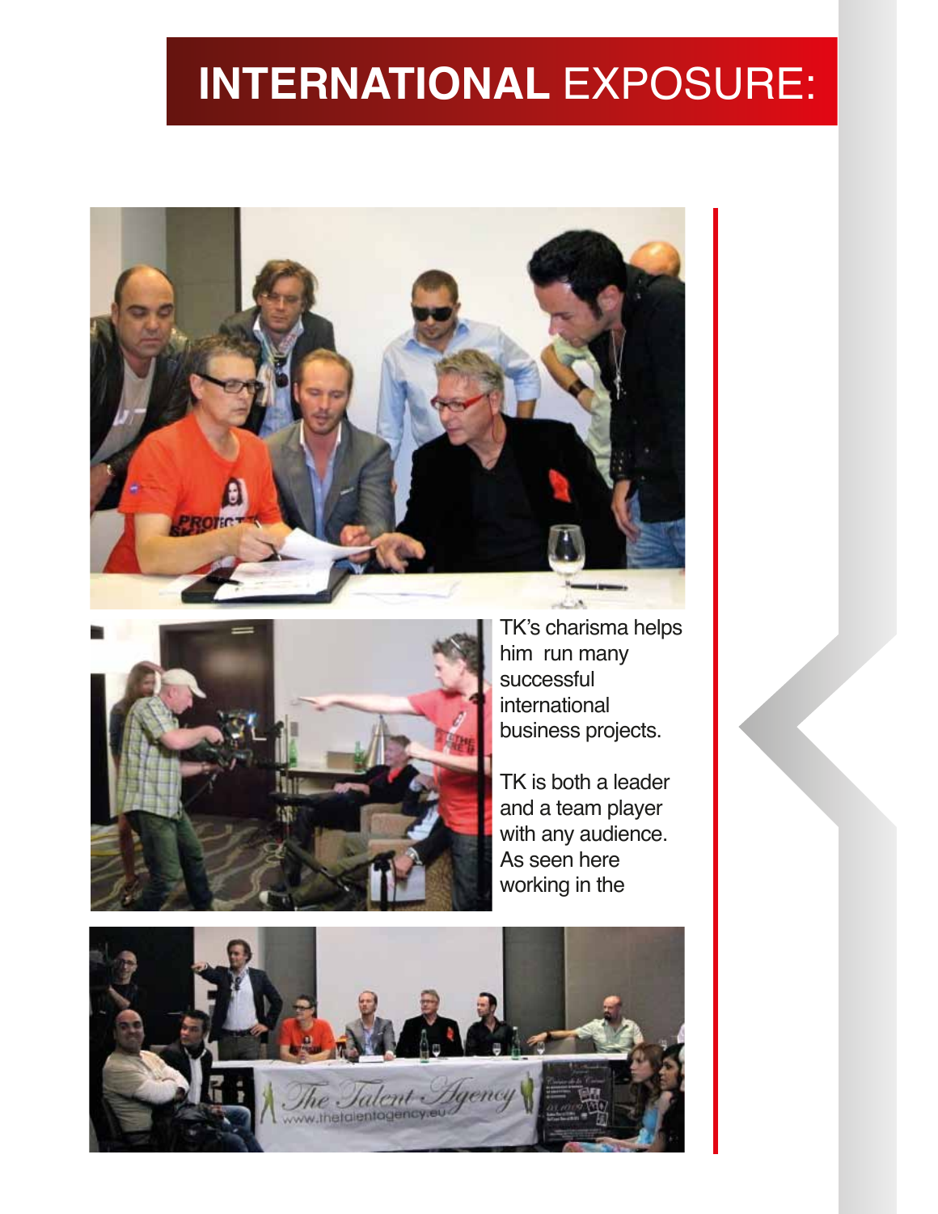# **INTERNATIONAL** EXPOSURE:

TK's charisma helps him run many successful international business projects.

TK is both a leader and a team player with any audience. As seen here working in the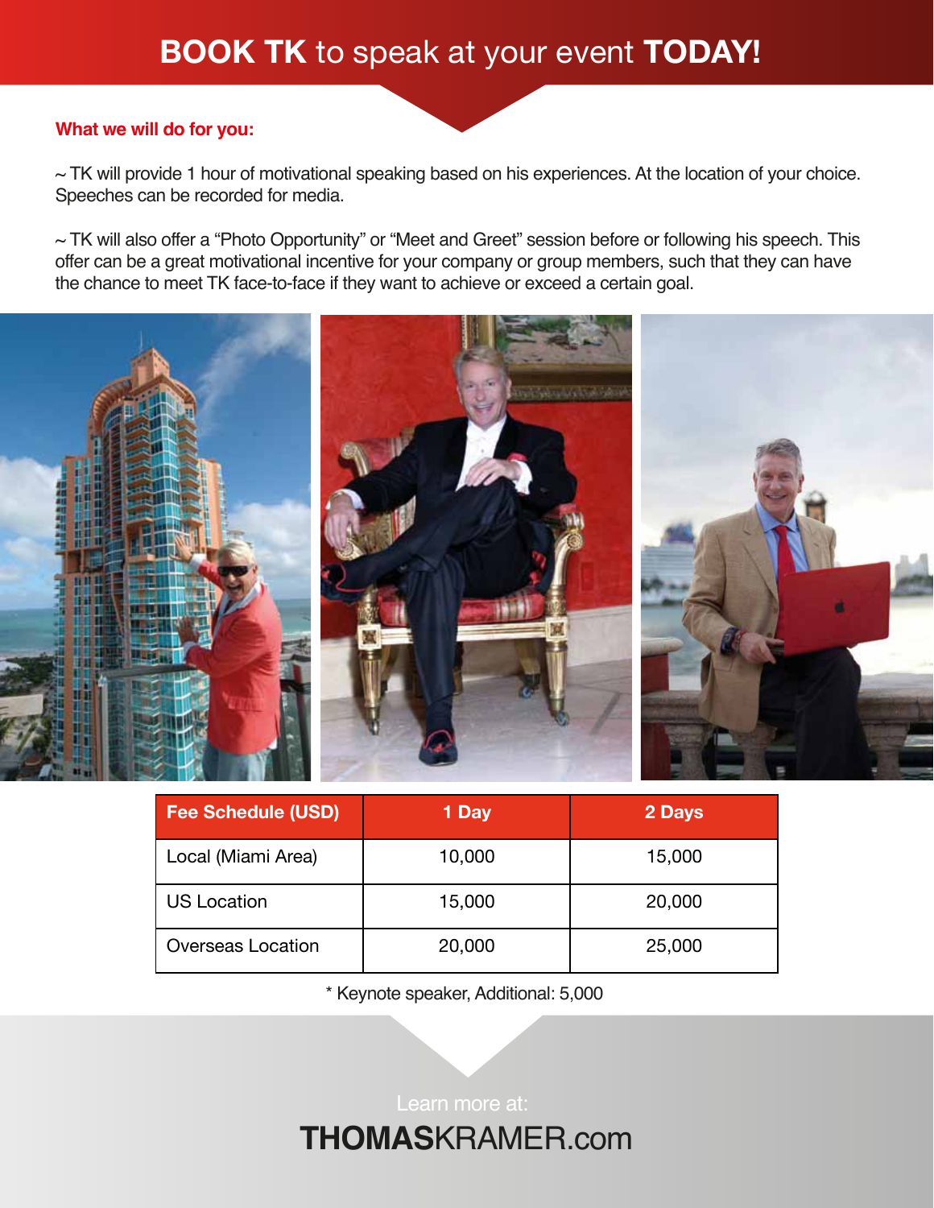# **BOOK TK** to speak at your event **TODAY!**

**What we will do for you:**

~ TK will provide 1 hour of motivational speaking based on his experiences. At the location of your choice. Speeches can be recorded for media.

~ TK will also offer a "Photo Opportunity" or "Meet and Greet" session before or following his speech. This offer can be a great motivational incentive for your company or group members, such that they can have the chance to meet TK face-to-face if they want to achieve or exceed a certain goal.

| Fee Schedule (USD) | 1 Day | 2 Days |
|---|---|---|
| Local (Miami Area) | 10,000 | 15,000 |
| US Location | 15,000 | 20,000 |
| Overseas Location | 20,000 | 25,000 |

* Keynote speaker, Additional: 5,000

Learn more at:

**THOMAS**KRAMER.com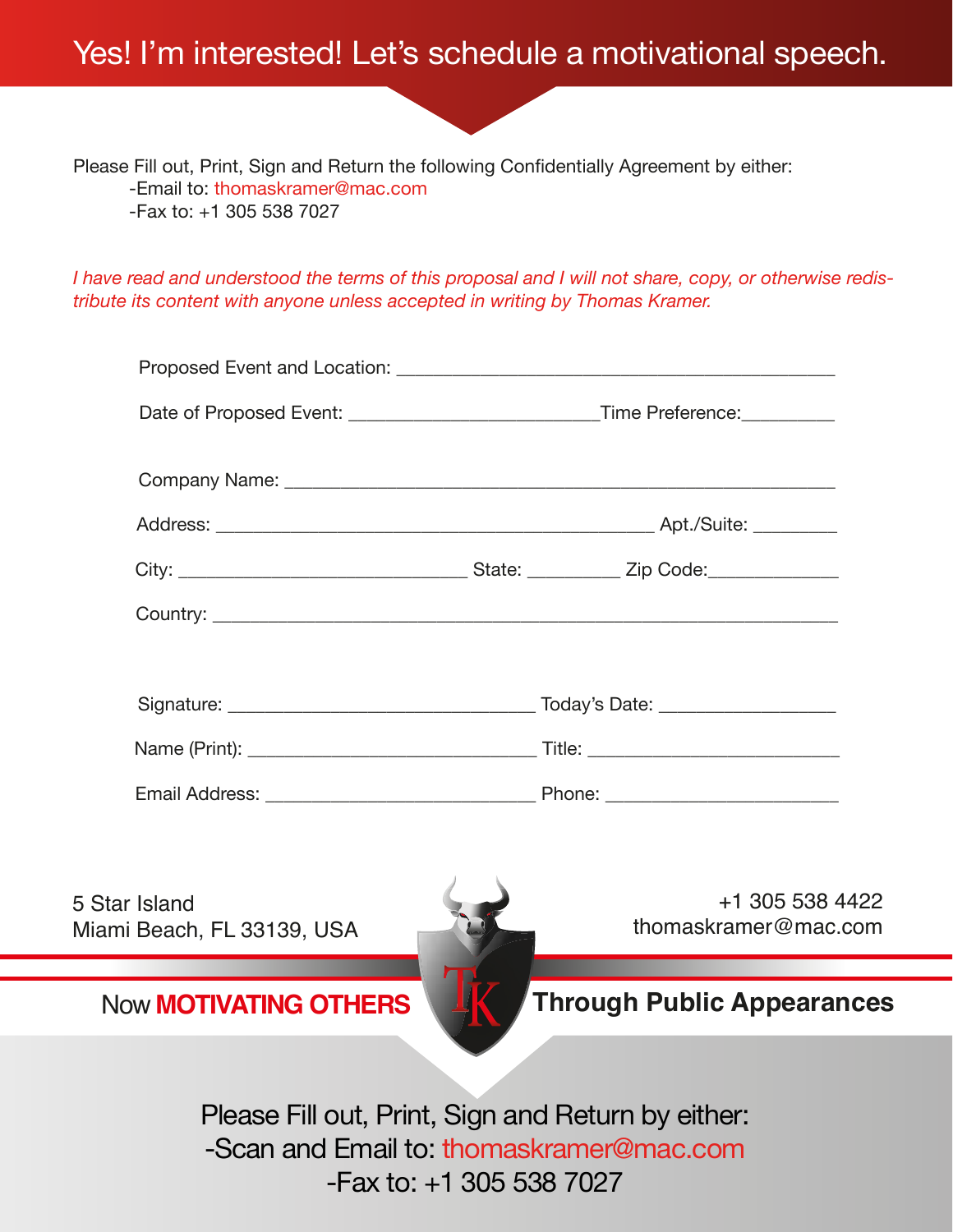# Yes! I'm interested! Let's schedule a motivational speech.

Please Fill out, Print, Sign and Return the following Confidentially Agreement by either:

- -Email to: thomaskramer@mac.com
- -Fax to: +1 305 538 7027

*I have read and understood the terms of this proposal and I will not share, copy, or otherwise redistribute its content with anyone unless accepted in writing by Thomas Kramer.*

Proposed Event and Location: ____________________________________________

Date of Proposed Event: _________________________ Time Preference: _________

Company Name: ______________________________________________________

Address: ____________________________________________ Apt./Suite: ________

City: _____________________________ State: _________ Zip Code: _____________

Country: __________________________________________________________

Signature: _______________________________ Today's Date: _________________

Name (Print): _____________________________ Title: _________________________

Email Address: ___________________________ Phone: _______________________

5 Star Island
Miami Beach, FL 33139, USA

+1 305 538 4422
thomaskramer@mac.com

Now **MOTIVATING OTHERS** **Through Public Appearances**

Please Fill out, Print, Sign and Return by either:
-Scan and Email to: thomaskramer@mac.com
-Fax to: +1 305 538 7027